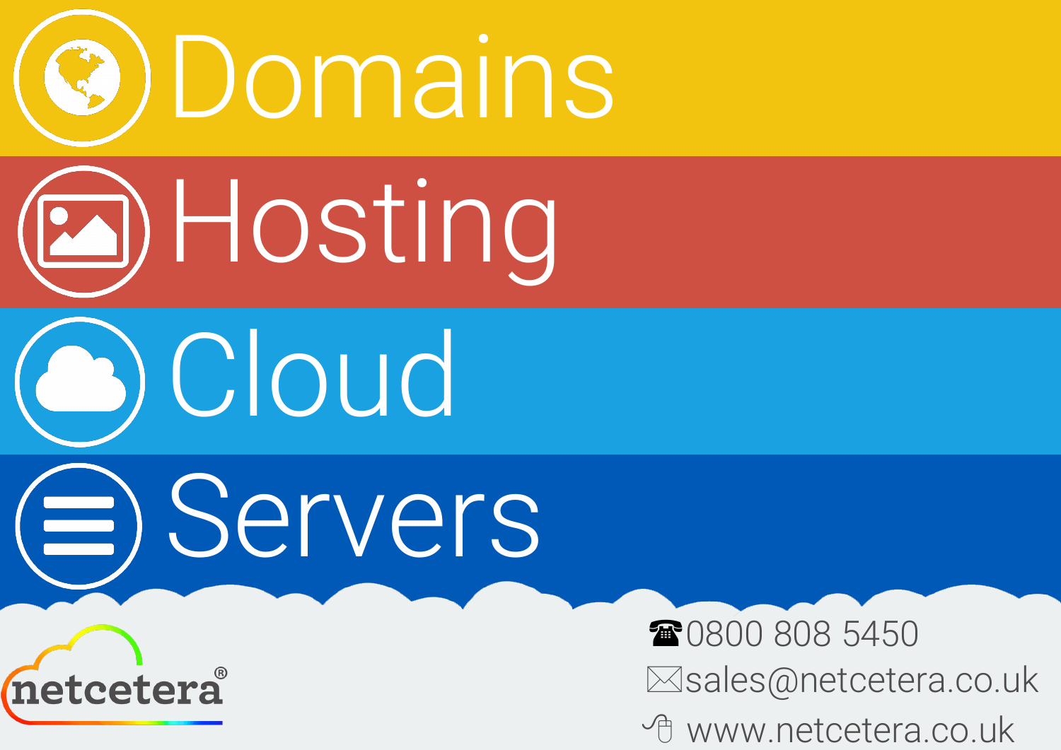# Domains

# Hosting

# Cloud

# Servers

netcetera®

☎0800 808 5450

sales@netcetera.co.uk

www.netcetera.co.uk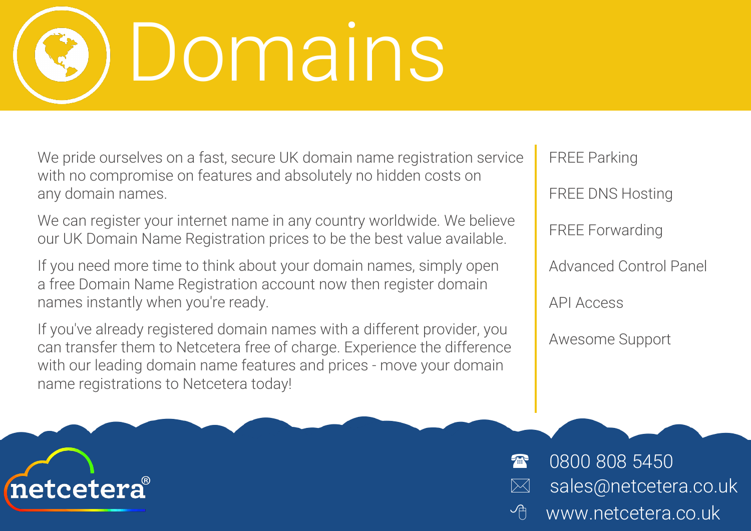# Domains

We pride ourselves on a fast, secure UK domain name registration service with no compromise on features and absolutely no hidden costs on any domain names.

We can register your internet name in any country worldwide. We believe our UK Domain Name Registration prices to be the best value available.

If you need more time to think about your domain names, simply open a free Domain Name Registration account now then register domain names instantly when you're ready.

If you've already registered domain names with a different provider, you can transfer them to Netcetera free of charge. Experience the difference with our leading domain name features and prices - move your domain name registrations to Netcetera today!

- FREE Parking
- FREE DNS Hosting
- FREE Forwarding
- Advanced Control Panel
- API Access
- Awesome Support

netcetera®

0800 808 5450

sales@netcetera.co.uk

www.netcetera.co.uk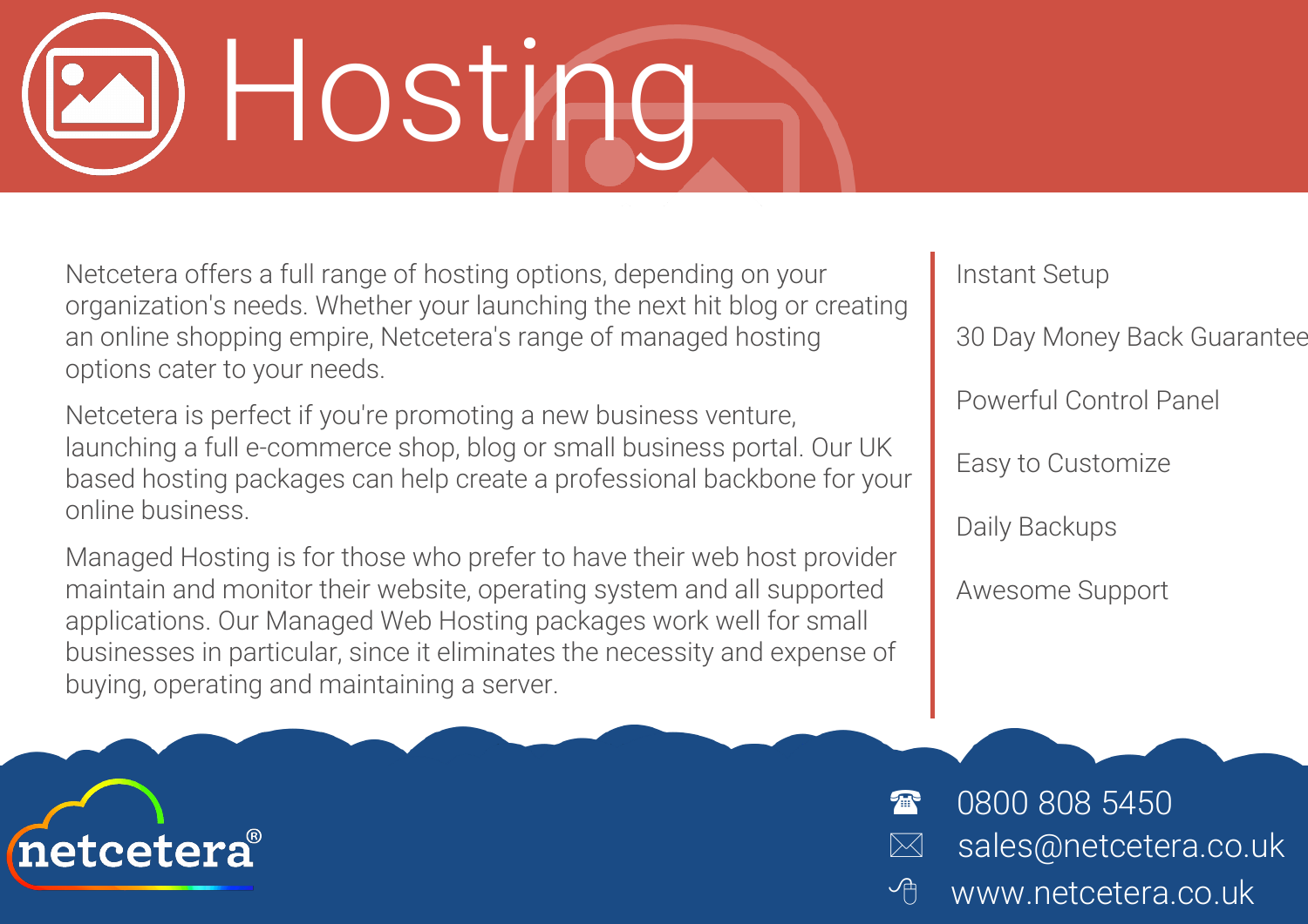# Hosting

Netcetera offers a full range of hosting options, depending on your organization's needs. Whether your launching the next hit blog or creating an online shopping empire, Netcetera's range of managed hosting options cater to your needs.

Netcetera is perfect if you're promoting a new business venture, launching a full e-commerce shop, blog or small business portal. Our UK based hosting packages can help create a professional backbone for your online business.

Managed Hosting is for those who prefer to have their web host provider maintain and monitor their website, operating system and all supported applications. Our Managed Web Hosting packages work well for small businesses in particular, since it eliminates the necessity and expense of buying, operating and maintaining a server.

- Instant Setup
- 30 Day Money Back Guarantee
- Powerful Control Panel
- Easy to Customize
- Daily Backups
- Awesome Support

netcetera®

☎ 0800 808 5450

sales@netcetera.co.uk

www.netcetera.co.uk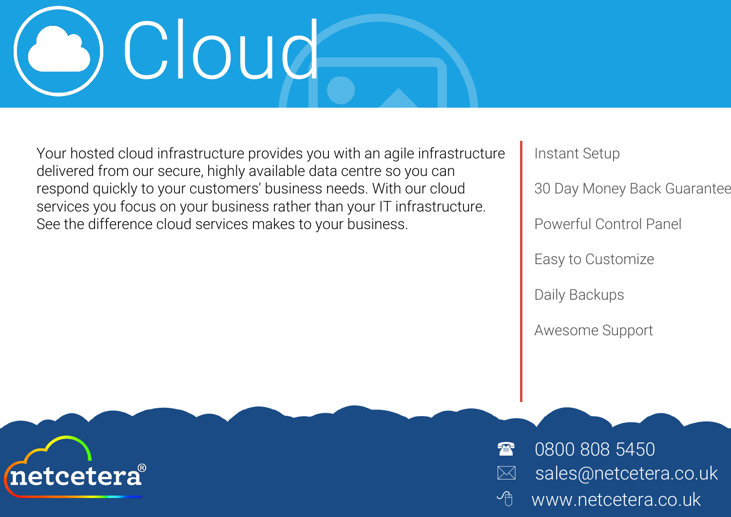# Cloud

Your hosted cloud infrastructure provides you with an agile infrastructure delivered from our secure, highly available data centre so you can respond quickly to your customers' business needs. With our cloud services you focus on your business rather than your IT infrastructure. See the difference cloud services makes to your business.

- Instant Setup
- 30 Day Money Back Guarantee
- Powerful Control Panel
- Easy to Customize
- Daily Backups
- Awesome Support

netcetera®

☎ 0800 808 5450

sales@netcetera.co.uk

www.netcetera.co.uk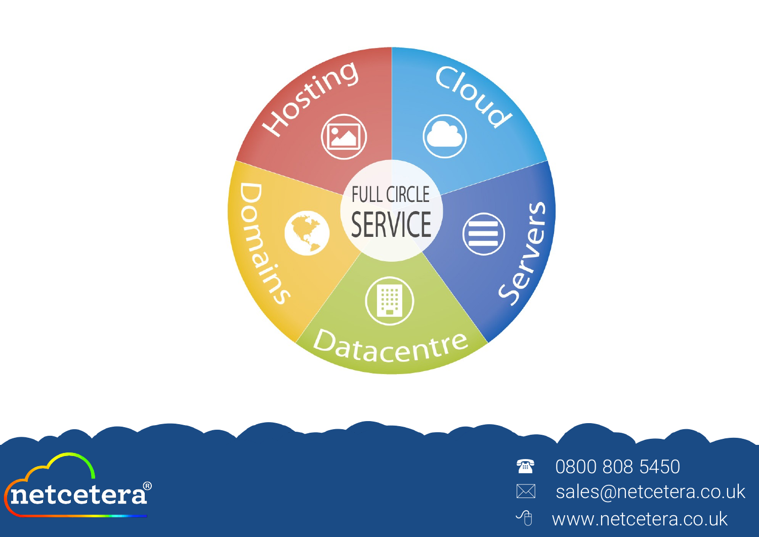Hosting

Cloud

Servers

Datacentre

Domains

FULL CIRCLE

SERVICE

netcetera®

0800 808 5450

sales@netcetera.co.uk

www.netcetera.co.uk